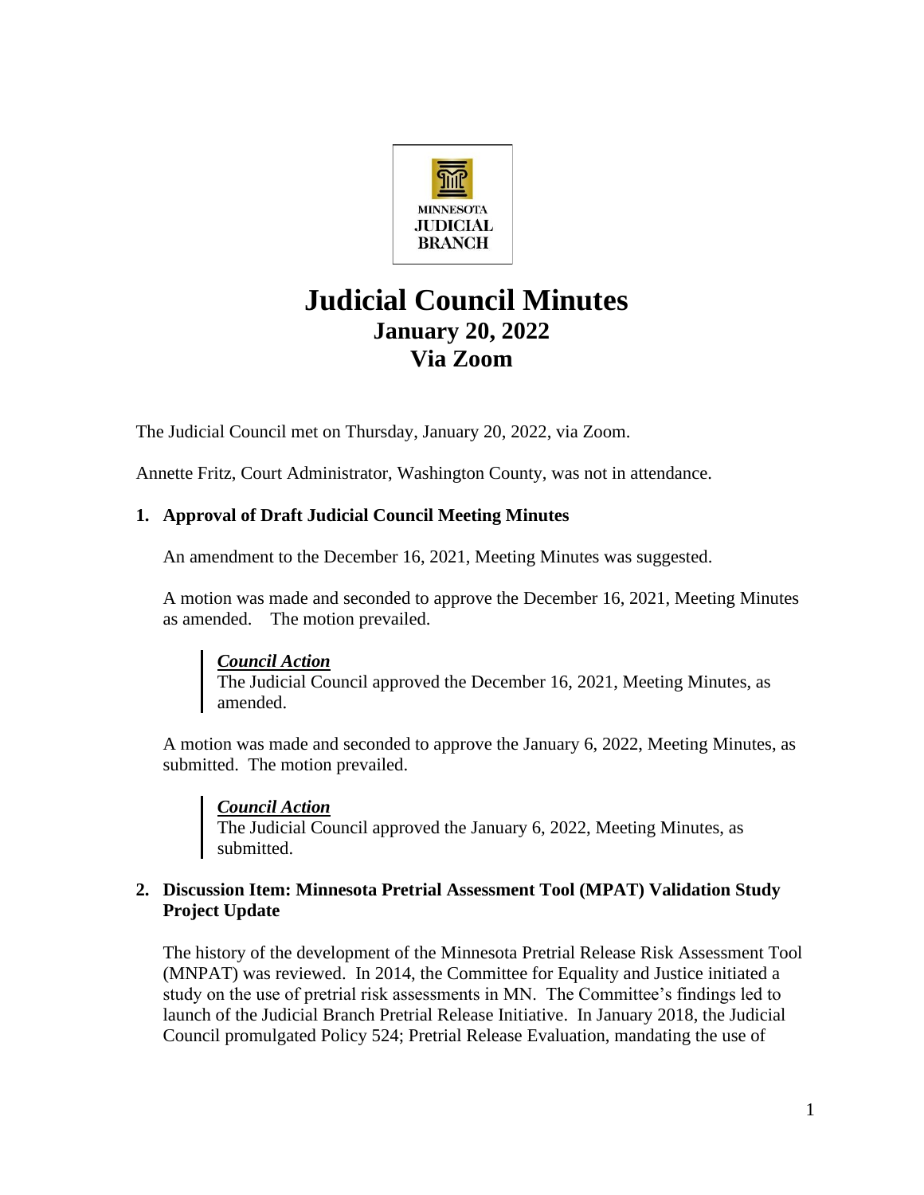MINNESOTA JUDICIAL BRANCH

# Judicial Council Minutes
## January 20, 2022
## Via Zoom

The Judicial Council met on Thursday, January 20, 2022, via Zoom.

Annette Fritz, Court Administrator, Washington County, was not in attendance.

### 1. Approval of Draft Judicial Council Meeting Minutes

An amendment to the December 16, 2021, Meeting Minutes was suggested.

A motion was made and seconded to approve the December 16, 2021, Meeting Minutes as amended. The motion prevailed.

> ***Council Action***
> The Judicial Council approved the December 16, 2021, Meeting Minutes, as amended.

A motion was made and seconded to approve the January 6, 2022, Meeting Minutes, as submitted. The motion prevailed.

> ***Council Action***
> The Judicial Council approved the January 6, 2022, Meeting Minutes, as submitted.

### 2. Discussion Item: Minnesota Pretrial Assessment Tool (MPAT) Validation Study Project Update

The history of the development of the Minnesota Pretrial Release Risk Assessment Tool (MNPAT) was reviewed. In 2014, the Committee for Equality and Justice initiated a study on the use of pretrial risk assessments in MN. The Committee's findings led to launch of the Judicial Branch Pretrial Release Initiative. In January 2018, the Judicial Council promulgated Policy 524; Pretrial Release Evaluation, mandating the use of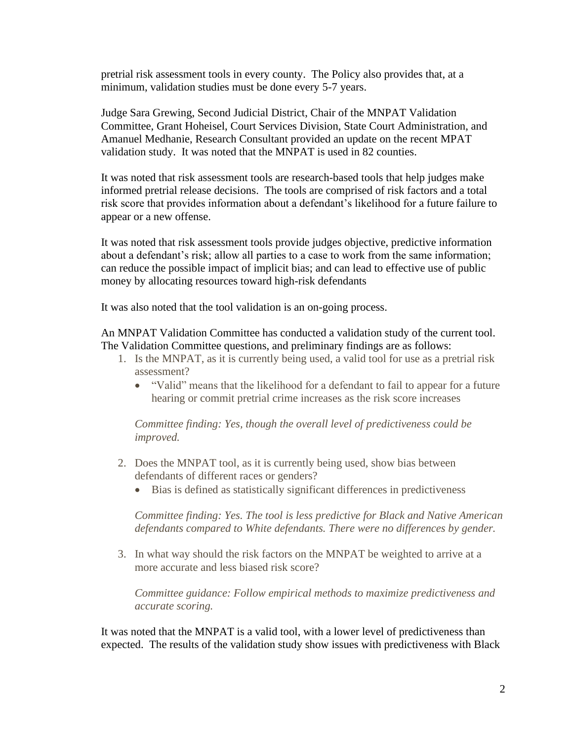pretrial risk assessment tools in every county. The Policy also provides that, at a minimum, validation studies must be done every 5-7 years.

Judge Sara Grewing, Second Judicial District, Chair of the MNPAT Validation Committee, Grant Hoheisel, Court Services Division, State Court Administration, and Amanuel Medhanie, Research Consultant provided an update on the recent MPAT validation study. It was noted that the MNPAT is used in 82 counties.

It was noted that risk assessment tools are research-based tools that help judges make informed pretrial release decisions. The tools are comprised of risk factors and a total risk score that provides information about a defendant's likelihood for a future failure to appear or a new offense.

It was noted that risk assessment tools provide judges objective, predictive information about a defendant's risk; allow all parties to a case to work from the same information; can reduce the possible impact of implicit bias; and can lead to effective use of public money by allocating resources toward high-risk defendants

It was also noted that the tool validation is an on-going process.

An MNPAT Validation Committee has conducted a validation study of the current tool. The Validation Committee questions, and preliminary findings are as follows:

1. Is the MNPAT, as it is currently being used, a valid tool for use as a pretrial risk assessment?
   - "Valid" means that the likelihood for a defendant to fail to appear for a future hearing or commit pretrial crime increases as the risk score increases

   *Committee finding: Yes, though the overall level of predictiveness could be improved.*

2. Does the MNPAT tool, as it is currently being used, show bias between defendants of different races or genders?
   - Bias is defined as statistically significant differences in predictiveness

   *Committee finding: Yes. The tool is less predictive for Black and Native American defendants compared to White defendants. There were no differences by gender.*

3. In what way should the risk factors on the MNPAT be weighted to arrive at a more accurate and less biased risk score?

   *Committee guidance: Follow empirical methods to maximize predictiveness and accurate scoring.*

It was noted that the MNPAT is a valid tool, with a lower level of predictiveness than expected. The results of the validation study show issues with predictiveness with Black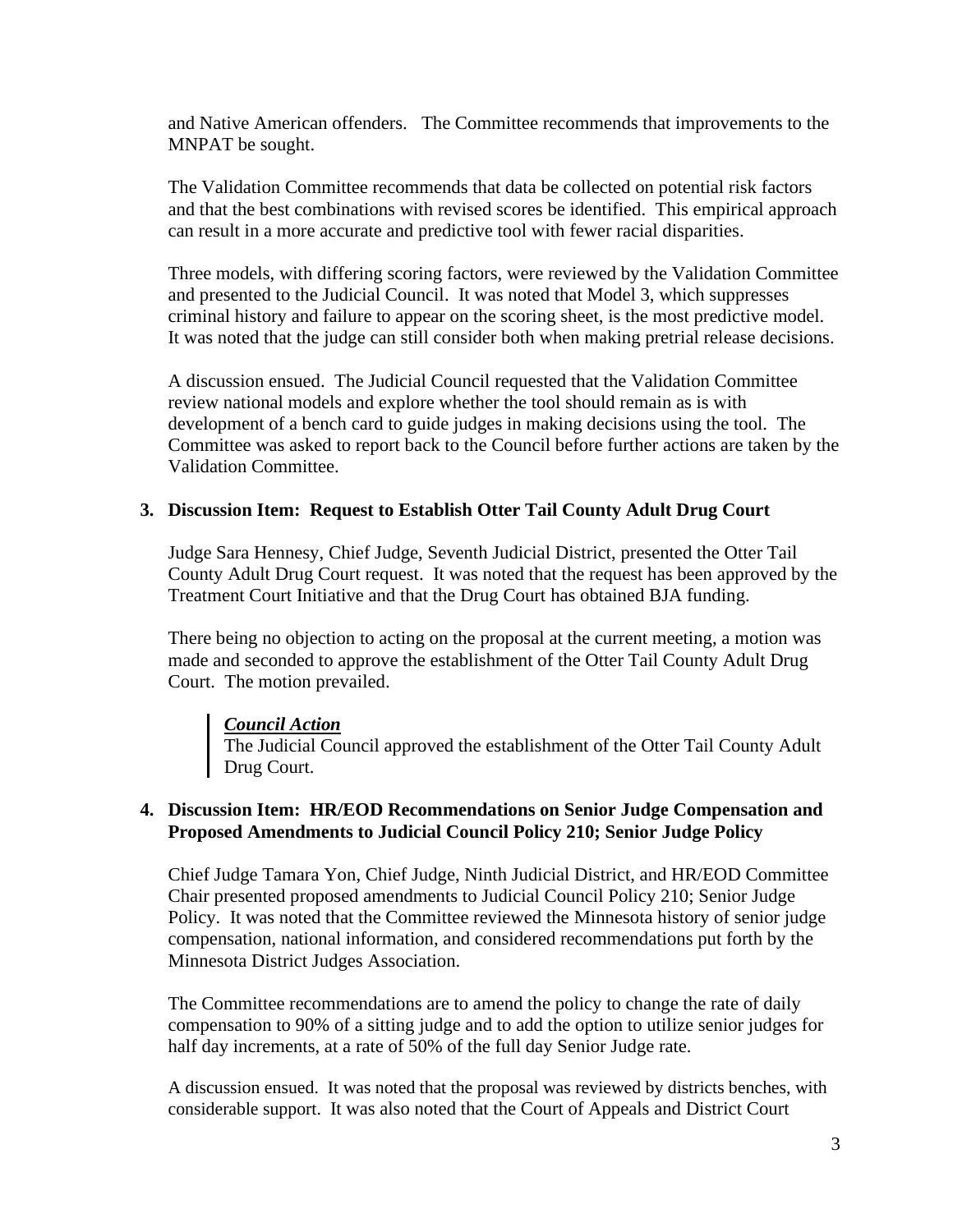and Native American offenders. The Committee recommends that improvements to the MNPAT be sought.

The Validation Committee recommends that data be collected on potential risk factors and that the best combinations with revised scores be identified. This empirical approach can result in a more accurate and predictive tool with fewer racial disparities.

Three models, with differing scoring factors, were reviewed by the Validation Committee and presented to the Judicial Council. It was noted that Model 3, which suppresses criminal history and failure to appear on the scoring sheet, is the most predictive model. It was noted that the judge can still consider both when making pretrial release decisions.

A discussion ensued. The Judicial Council requested that the Validation Committee review national models and explore whether the tool should remain as is with development of a bench card to guide judges in making decisions using the tool. The Committee was asked to report back to the Council before further actions are taken by the Validation Committee.

### 3. Discussion Item: Request to Establish Otter Tail County Adult Drug Court

Judge Sara Hennesy, Chief Judge, Seventh Judicial District, presented the Otter Tail County Adult Drug Court request. It was noted that the request has been approved by the Treatment Court Initiative and that the Drug Court has obtained BJA funding.

There being no objection to acting on the proposal at the current meeting, a motion was made and seconded to approve the establishment of the Otter Tail County Adult Drug Court. The motion prevailed.

> ***Council Action***
> The Judicial Council approved the establishment of the Otter Tail County Adult Drug Court.

### 4. Discussion Item: HR/EOD Recommendations on Senior Judge Compensation and Proposed Amendments to Judicial Council Policy 210; Senior Judge Policy

Chief Judge Tamara Yon, Chief Judge, Ninth Judicial District, and HR/EOD Committee Chair presented proposed amendments to Judicial Council Policy 210; Senior Judge Policy. It was noted that the Committee reviewed the Minnesota history of senior judge compensation, national information, and considered recommendations put forth by the Minnesota District Judges Association.

The Committee recommendations are to amend the policy to change the rate of daily compensation to 90% of a sitting judge and to add the option to utilize senior judges for half day increments, at a rate of 50% of the full day Senior Judge rate.

A discussion ensued. It was noted that the proposal was reviewed by districts benches, with considerable support. It was also noted that the Court of Appeals and District Court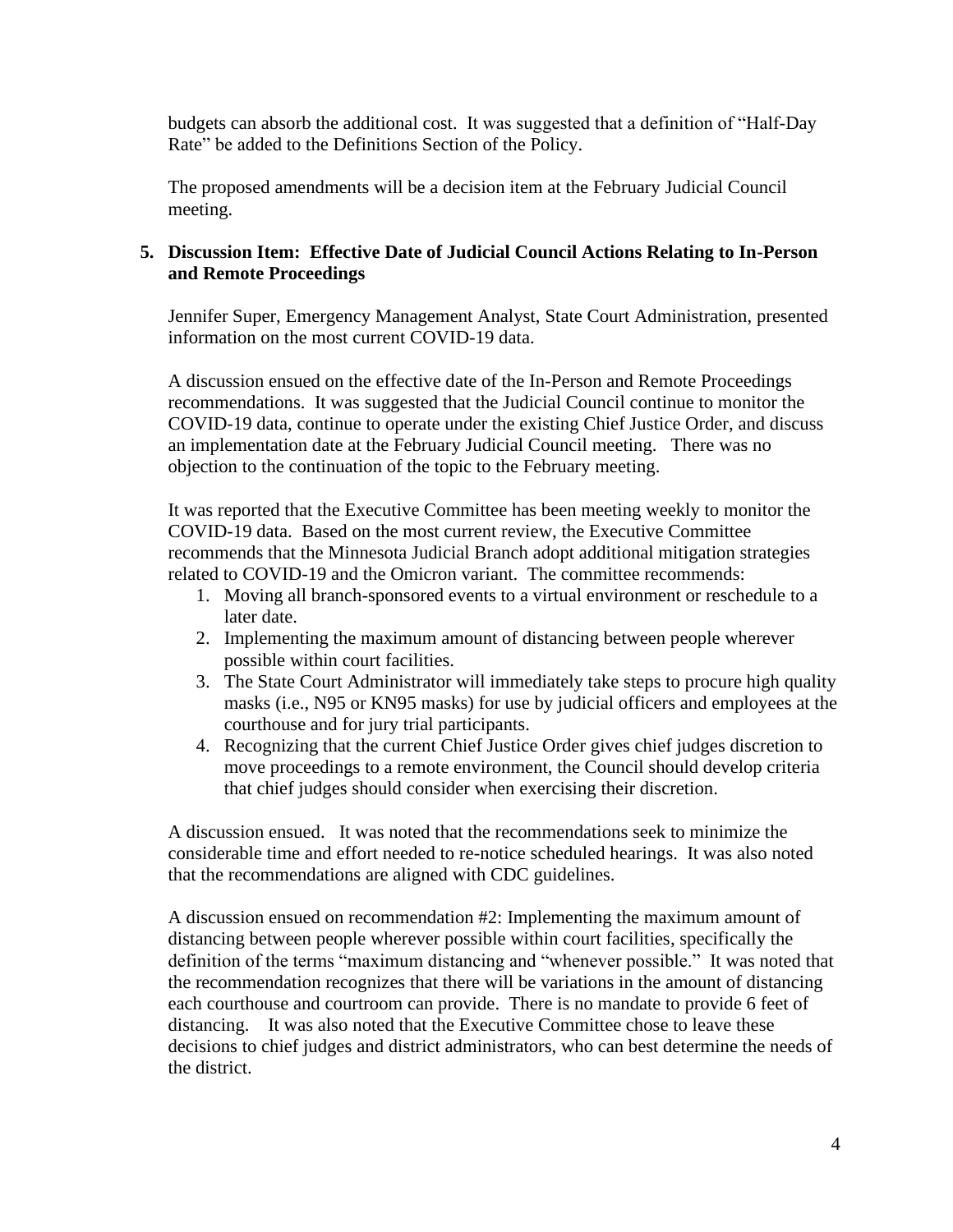budgets can absorb the additional cost. It was suggested that a definition of "Half-Day Rate" be added to the Definitions Section of the Policy.

The proposed amendments will be a decision item at the February Judicial Council meeting.

**5. Discussion Item: Effective Date of Judicial Council Actions Relating to In-Person and Remote Proceedings**

Jennifer Super, Emergency Management Analyst, State Court Administration, presented information on the most current COVID-19 data.

A discussion ensued on the effective date of the In-Person and Remote Proceedings recommendations. It was suggested that the Judicial Council continue to monitor the COVID-19 data, continue to operate under the existing Chief Justice Order, and discuss an implementation date at the February Judicial Council meeting. There was no objection to the continuation of the topic to the February meeting.

It was reported that the Executive Committee has been meeting weekly to monitor the COVID-19 data. Based on the most current review, the Executive Committee recommends that the Minnesota Judicial Branch adopt additional mitigation strategies related to COVID-19 and the Omicron variant. The committee recommends:

1. Moving all branch-sponsored events to a virtual environment or reschedule to a later date.
2. Implementing the maximum amount of distancing between people wherever possible within court facilities.
3. The State Court Administrator will immediately take steps to procure high quality masks (i.e., N95 or KN95 masks) for use by judicial officers and employees at the courthouse and for jury trial participants.
4. Recognizing that the current Chief Justice Order gives chief judges discretion to move proceedings to a remote environment, the Council should develop criteria that chief judges should consider when exercising their discretion.

A discussion ensued. It was noted that the recommendations seek to minimize the considerable time and effort needed to re-notice scheduled hearings. It was also noted that the recommendations are aligned with CDC guidelines.

A discussion ensued on recommendation #2: Implementing the maximum amount of distancing between people wherever possible within court facilities, specifically the definition of the terms "maximum distancing and "whenever possible." It was noted that the recommendation recognizes that there will be variations in the amount of distancing each courthouse and courtroom can provide. There is no mandate to provide 6 feet of distancing. It was also noted that the Executive Committee chose to leave these decisions to chief judges and district administrators, who can best determine the needs of the district.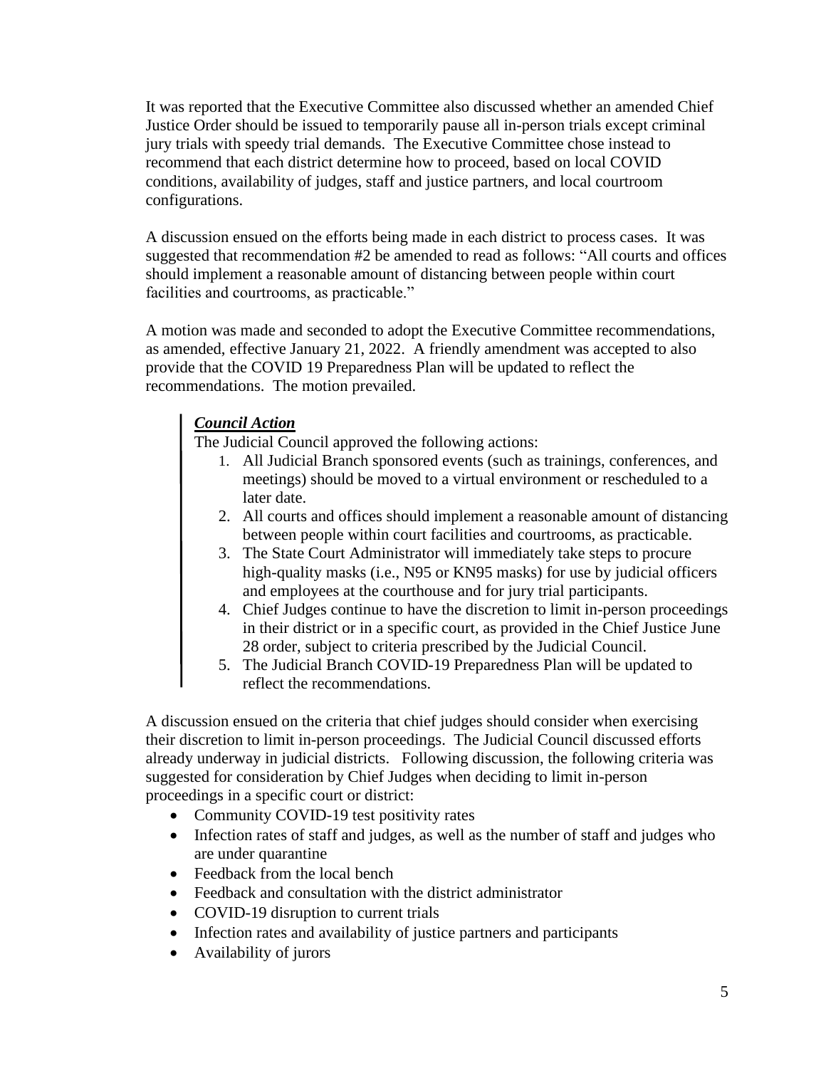It was reported that the Executive Committee also discussed whether an amended Chief Justice Order should be issued to temporarily pause all in-person trials except criminal jury trials with speedy trial demands. The Executive Committee chose instead to recommend that each district determine how to proceed, based on local COVID conditions, availability of judges, staff and justice partners, and local courtroom configurations.

A discussion ensued on the efforts being made in each district to process cases. It was suggested that recommendation #2 be amended to read as follows: "All courts and offices should implement a reasonable amount of distancing between people within court facilities and courtrooms, as practicable."

A motion was made and seconded to adopt the Executive Committee recommendations, as amended, effective January 21, 2022. A friendly amendment was accepted to also provide that the COVID 19 Preparedness Plan will be updated to reflect the recommendations. The motion prevailed.

> ***Council Action***
>
> The Judicial Council approved the following actions:
>
> 1. All Judicial Branch sponsored events (such as trainings, conferences, and meetings) should be moved to a virtual environment or rescheduled to a later date.
> 2. All courts and offices should implement a reasonable amount of distancing between people within court facilities and courtrooms, as practicable.
> 3. The State Court Administrator will immediately take steps to procure high-quality masks (i.e., N95 or KN95 masks) for use by judicial officers and employees at the courthouse and for jury trial participants.
> 4. Chief Judges continue to have the discretion to limit in-person proceedings in their district or in a specific court, as provided in the Chief Justice June 28 order, subject to criteria prescribed by the Judicial Council.
> 5. The Judicial Branch COVID-19 Preparedness Plan will be updated to reflect the recommendations.

A discussion ensued on the criteria that chief judges should consider when exercising their discretion to limit in-person proceedings. The Judicial Council discussed efforts already underway in judicial districts. Following discussion, the following criteria was suggested for consideration by Chief Judges when deciding to limit in-person proceedings in a specific court or district:

- Community COVID-19 test positivity rates
- Infection rates of staff and judges, as well as the number of staff and judges who are under quarantine
- Feedback from the local bench
- Feedback and consultation with the district administrator
- COVID-19 disruption to current trials
- Infection rates and availability of justice partners and participants
- Availability of jurors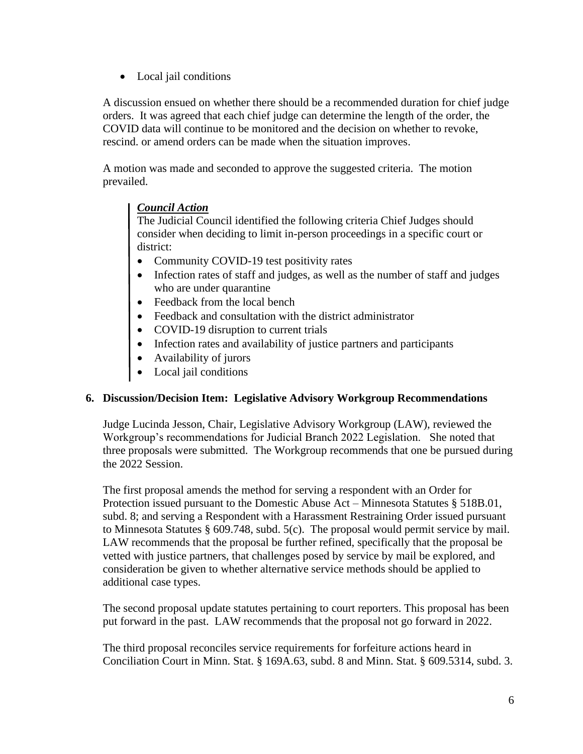- Local jail conditions

A discussion ensued on whether there should be a recommended duration for chief judge orders. It was agreed that each chief judge can determine the length of the order, the COVID data will continue to be monitored and the decision on whether to revoke, rescind. or amend orders can be made when the situation improves.

A motion was made and seconded to approve the suggested criteria. The motion prevailed.

> ***Council Action***
> The Judicial Council identified the following criteria Chief Judges should consider when deciding to limit in-person proceedings in a specific court or district:
> - Community COVID-19 test positivity rates
> - Infection rates of staff and judges, as well as the number of staff and judges who are under quarantine
> - Feedback from the local bench
> - Feedback and consultation with the district administrator
> - COVID-19 disruption to current trials
> - Infection rates and availability of justice partners and participants
> - Availability of jurors
> - Local jail conditions

**6. Discussion/Decision Item: Legislative Advisory Workgroup Recommendations**

Judge Lucinda Jesson, Chair, Legislative Advisory Workgroup (LAW), reviewed the Workgroup's recommendations for Judicial Branch 2022 Legislation. She noted that three proposals were submitted. The Workgroup recommends that one be pursued during the 2022 Session.

The first proposal amends the method for serving a respondent with an Order for Protection issued pursuant to the Domestic Abuse Act – Minnesota Statutes § 518B.01, subd. 8; and serving a Respondent with a Harassment Restraining Order issued pursuant to Minnesota Statutes § 609.748, subd. 5(c). The proposal would permit service by mail. LAW recommends that the proposal be further refined, specifically that the proposal be vetted with justice partners, that challenges posed by service by mail be explored, and consideration be given to whether alternative service methods should be applied to additional case types.

The second proposal update statutes pertaining to court reporters. This proposal has been put forward in the past. LAW recommends that the proposal not go forward in 2022.

The third proposal reconciles service requirements for forfeiture actions heard in Conciliation Court in Minn. Stat. § 169A.63, subd. 8 and Minn. Stat. § 609.5314, subd. 3.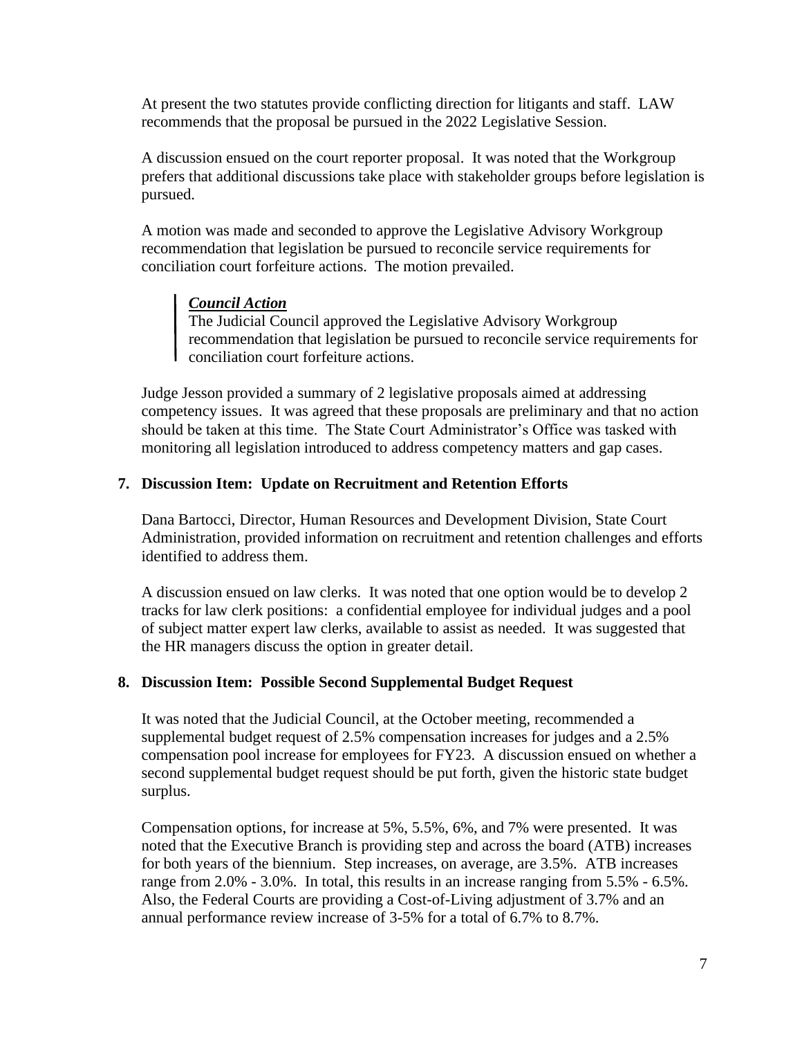At present the two statutes provide conflicting direction for litigants and staff. LAW recommends that the proposal be pursued in the 2022 Legislative Session.

A discussion ensued on the court reporter proposal. It was noted that the Workgroup prefers that additional discussions take place with stakeholder groups before legislation is pursued.

A motion was made and seconded to approve the Legislative Advisory Workgroup recommendation that legislation be pursued to reconcile service requirements for conciliation court forfeiture actions. The motion prevailed.

> ***Council Action***
> The Judicial Council approved the Legislative Advisory Workgroup recommendation that legislation be pursued to reconcile service requirements for conciliation court forfeiture actions.

Judge Jesson provided a summary of 2 legislative proposals aimed at addressing competency issues. It was agreed that these proposals are preliminary and that no action should be taken at this time. The State Court Administrator's Office was tasked with monitoring all legislation introduced to address competency matters and gap cases.

**7. Discussion Item: Update on Recruitment and Retention Efforts**

Dana Bartocci, Director, Human Resources and Development Division, State Court Administration, provided information on recruitment and retention challenges and efforts identified to address them.

A discussion ensued on law clerks. It was noted that one option would be to develop 2 tracks for law clerk positions: a confidential employee for individual judges and a pool of subject matter expert law clerks, available to assist as needed. It was suggested that the HR managers discuss the option in greater detail.

**8. Discussion Item: Possible Second Supplemental Budget Request**

It was noted that the Judicial Council, at the October meeting, recommended a supplemental budget request of 2.5% compensation increases for judges and a 2.5% compensation pool increase for employees for FY23. A discussion ensued on whether a second supplemental budget request should be put forth, given the historic state budget surplus.

Compensation options, for increase at 5%, 5.5%, 6%, and 7% were presented. It was noted that the Executive Branch is providing step and across the board (ATB) increases for both years of the biennium. Step increases, on average, are 3.5%. ATB increases range from 2.0% - 3.0%. In total, this results in an increase ranging from 5.5% - 6.5%. Also, the Federal Courts are providing a Cost-of-Living adjustment of 3.7% and an annual performance review increase of 3-5% for a total of 6.7% to 8.7%.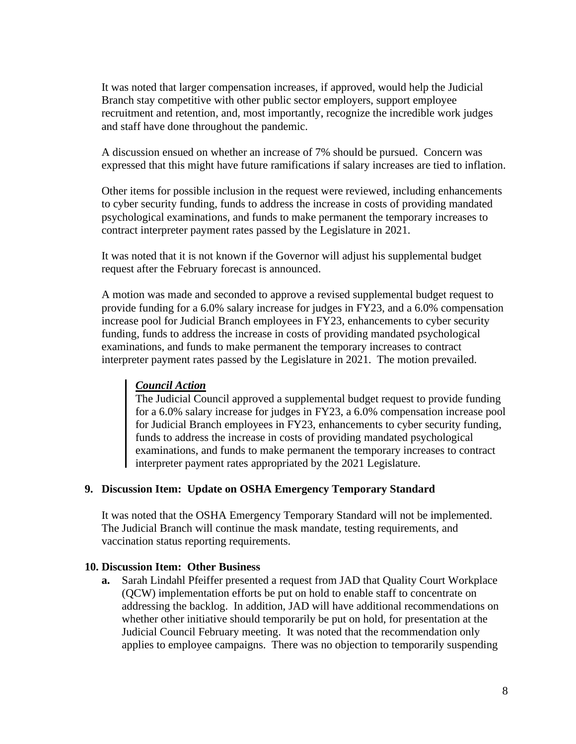It was noted that larger compensation increases, if approved, would help the Judicial Branch stay competitive with other public sector employers, support employee recruitment and retention, and, most importantly, recognize the incredible work judges and staff have done throughout the pandemic.

A discussion ensued on whether an increase of 7% should be pursued. Concern was expressed that this might have future ramifications if salary increases are tied to inflation.

Other items for possible inclusion in the request were reviewed, including enhancements to cyber security funding, funds to address the increase in costs of providing mandated psychological examinations, and funds to make permanent the temporary increases to contract interpreter payment rates passed by the Legislature in 2021.

It was noted that it is not known if the Governor will adjust his supplemental budget request after the February forecast is announced.

A motion was made and seconded to approve a revised supplemental budget request to provide funding for a 6.0% salary increase for judges in FY23, and a 6.0% compensation increase pool for Judicial Branch employees in FY23, enhancements to cyber security funding, funds to address the increase in costs of providing mandated psychological examinations, and funds to make permanent the temporary increases to contract interpreter payment rates passed by the Legislature in 2021. The motion prevailed.

> ***Council Action***
> The Judicial Council approved a supplemental budget request to provide funding for a 6.0% salary increase for judges in FY23, a 6.0% compensation increase pool for Judicial Branch employees in FY23, enhancements to cyber security funding, funds to address the increase in costs of providing mandated psychological examinations, and funds to make permanent the temporary increases to contract interpreter payment rates appropriated by the 2021 Legislature.

**9. Discussion Item: Update on OSHA Emergency Temporary Standard**

It was noted that the OSHA Emergency Temporary Standard will not be implemented. The Judicial Branch will continue the mask mandate, testing requirements, and vaccination status reporting requirements.

**10. Discussion Item: Other Business**

**a.** Sarah Lindahl Pfeiffer presented a request from JAD that Quality Court Workplace (QCW) implementation efforts be put on hold to enable staff to concentrate on addressing the backlog. In addition, JAD will have additional recommendations on whether other initiative should temporarily be put on hold, for presentation at the Judicial Council February meeting. It was noted that the recommendation only applies to employee campaigns. There was no objection to temporarily suspending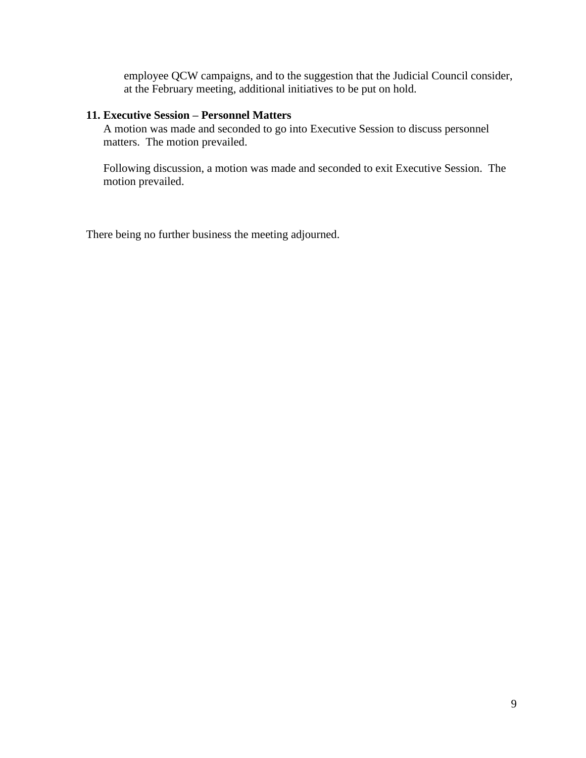employee QCW campaigns, and to the suggestion that the Judicial Council consider, at the February meeting, additional initiatives to be put on hold.

**11. Executive Session – Personnel Matters**

A motion was made and seconded to go into Executive Session to discuss personnel matters. The motion prevailed.

Following discussion, a motion was made and seconded to exit Executive Session. The motion prevailed.

There being no further business the meeting adjourned.